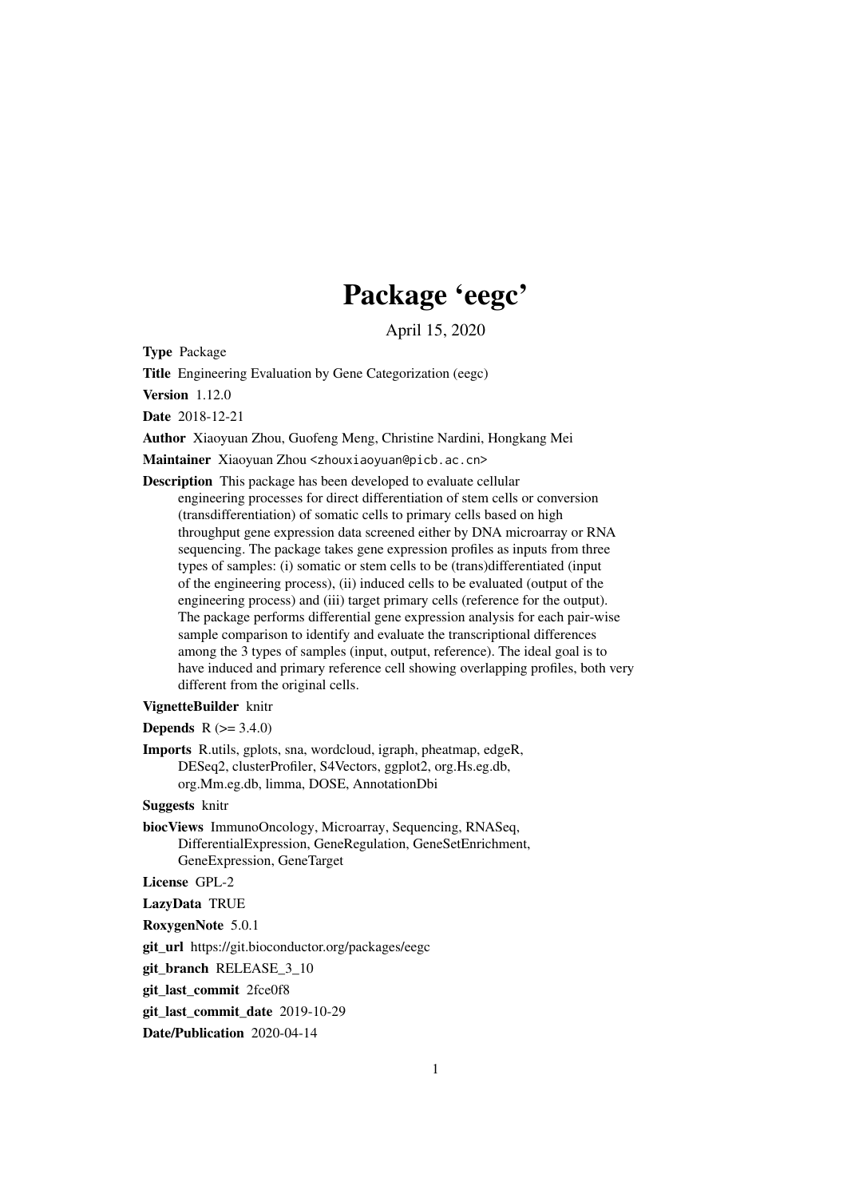# Package 'eegc'

April 15, 2020

**Type** Package

**Title** Engineering Evaluation by Gene Categorization (eegc)

**Version** 1.12.0

**Date** 2018-12-21

**Author** Xiaoyuan Zhou, Guofeng Meng, Christine Nardini, Hongkang Mei

**Maintainer** Xiaoyuan Zhou <zhouxiaoyuan@picb.ac.cn>

**Description** This package has been developed to evaluate cellular engineering processes for direct differentiation of stem cells or conversion (transdifferentiation) of somatic cells to primary cells based on high throughput gene expression data screened either by DNA microarray or RNA sequencing. The package takes gene expression profiles as inputs from three types of samples: (i) somatic or stem cells to be (trans)differentiated (input of the engineering process), (ii) induced cells to be evaluated (output of the engineering process) and (iii) target primary cells (reference for the output). The package performs differential gene expression analysis for each pair-wise sample comparison to identify and evaluate the transcriptional differences among the 3 types of samples (input, output, reference). The ideal goal is to have induced and primary reference cell showing overlapping profiles, both very different from the original cells.

**VignetteBuilder** knitr

**Depends** R (>= 3.4.0)

**Imports** R.utils, gplots, sna, wordcloud, igraph, pheatmap, edgeR, DESeq2, clusterProfiler, S4Vectors, ggplot2, org.Hs.eg.db, org.Mm.eg.db, limma, DOSE, AnnotationDbi

**Suggests** knitr

**biocViews** ImmunoOncology, Microarray, Sequencing, RNASeq, DifferentialExpression, GeneRegulation, GeneSetEnrichment, GeneExpression, GeneTarget

**License** GPL-2

**LazyData** TRUE

**RoxygenNote** 5.0.1

**git_url** https://git.bioconductor.org/packages/eegc

**git_branch** RELEASE_3_10

**git_last_commit** 2fce0f8

**git_last_commit_date** 2019-10-29

**Date/Publication** 2020-04-14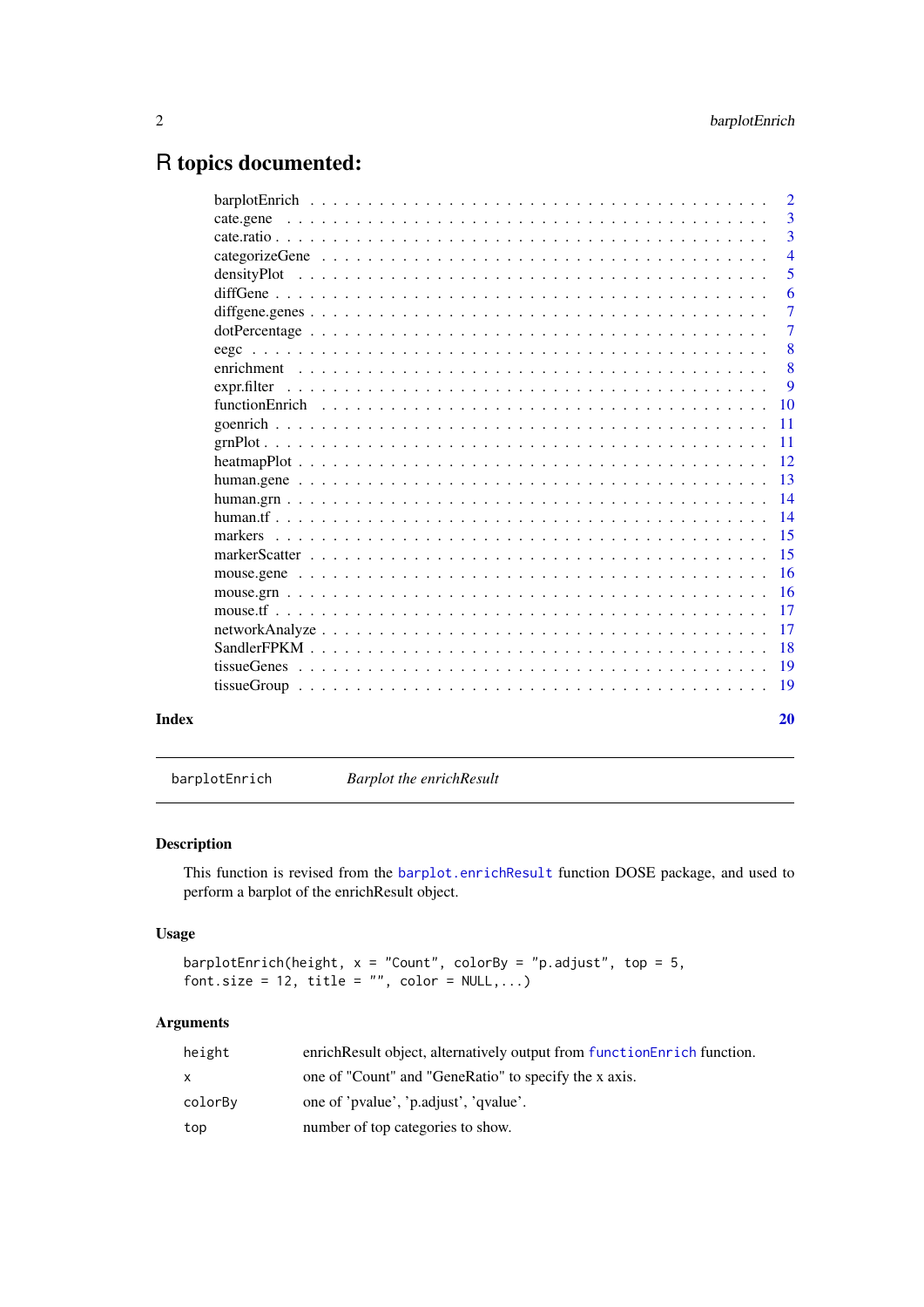# R topics documented:

| | |
|---|---|
| barplotEnrich | 2 |
| cate.gene | 3 |
| cate.ratio | 3 |
| categorizeGene | 4 |
| densityPlot | 5 |
| diffGene | 6 |
| diffgene.genes | 7 |
| dotPercentage | 7 |
| eegc | 8 |
| enrichment | 8 |
| expr.filter | 9 |
| functionEnrich | 10 |
| goenrich | 11 |
| grnPlot | 11 |
| heatmapPlot | 12 |
| human.gene | 13 |
| human.grn | 14 |
| human.tf | 14 |
| markers | 15 |
| markerScatter | 15 |
| mouse.gene | 16 |
| mouse.grn | 16 |
| mouse.tf | 17 |
| networkAnalyze | 17 |
| SandlerFPKM | 18 |
| tissueGenes | 19 |
| tissueGroup | 19 |

**Index** **20**

---

`barplotEnrich` *Barplot the enrichResult*

---

### Description

This function is revised from the `barplot.enrichResult` function DOSE package, and used to perform a barplot of the enrichResult object.

### Usage

```
barplotEnrich(height, x = "Count", colorBy = "p.adjust", top = 5,
font.size = 12, title = "", color = NULL,...)
```

### Arguments

| | |
|---|---|
| `height` | enrichResult object, alternatively output from `functionEnrich` function. |
| `x` | one of "Count" and "GeneRatio" to specify the x axis. |
| `colorBy` | one of 'pvalue', 'p.adjust', 'qvalue'. |
| `top` | number of top categories to show. |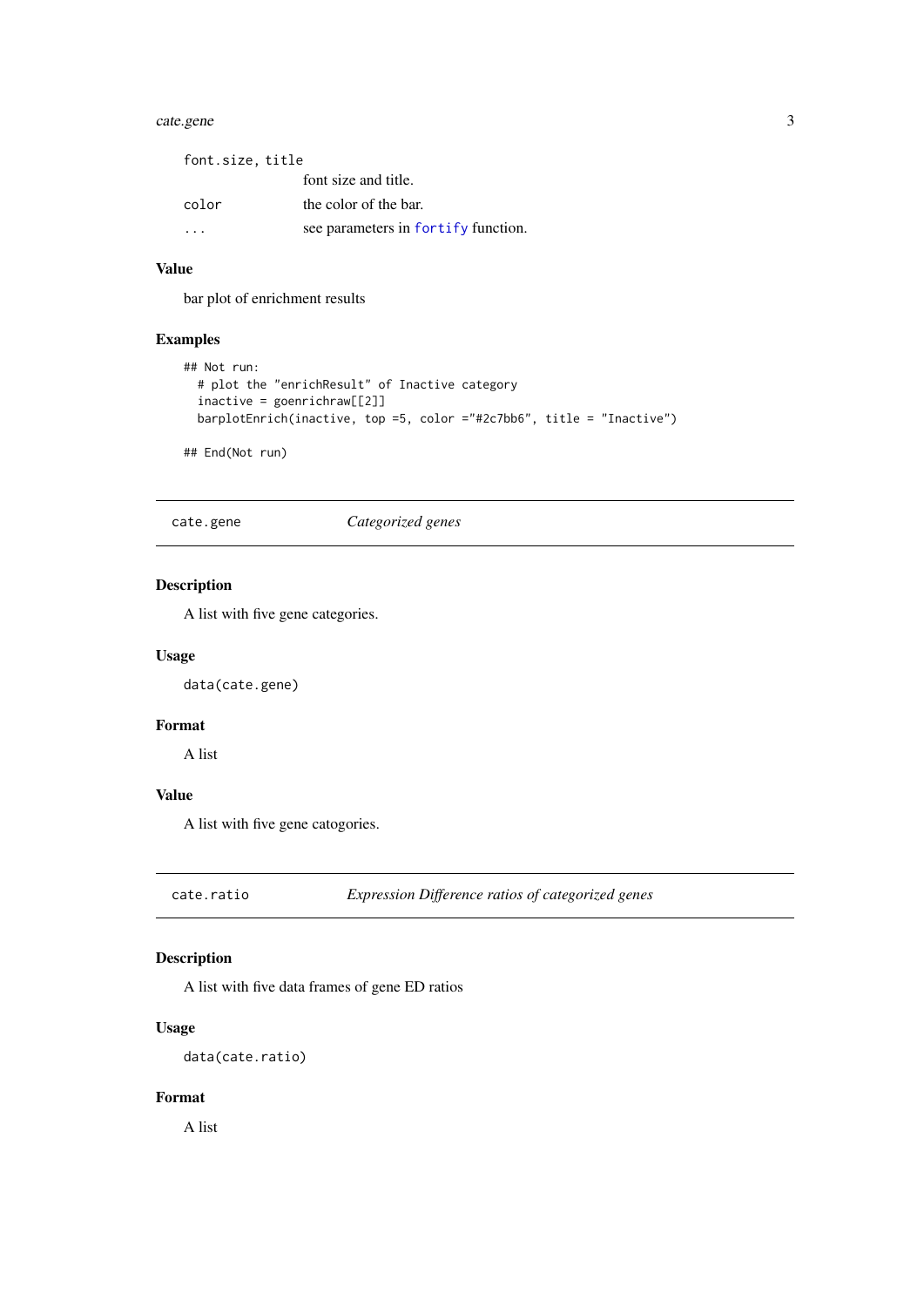| | |
|---|---|
| `font.size, title` | font size and title. |
| `color` | the color of the bar. |
| `...` | see parameters in `fortify` function. |

### Value

bar plot of enrichment results

### Examples

```
## Not run:
  # plot the "enrichResult" of Inactive category
  inactive = goenrichraw[[2]]
  barplotEnrich(inactive, top =5, color ="#2c7bb6", title = "Inactive")

## End(Not run)
```

---

## `cate.gene` — *Categorized genes*

### Description

A list with five gene categories.

### Usage

```
data(cate.gene)
```

### Format

A list

### Value

A list with five gene catogories.

---

## `cate.ratio` — *Expression Difference ratios of categorized genes*

### Description

A list with five data frames of gene ED ratios

### Usage

```
data(cate.ratio)
```

### Format

A list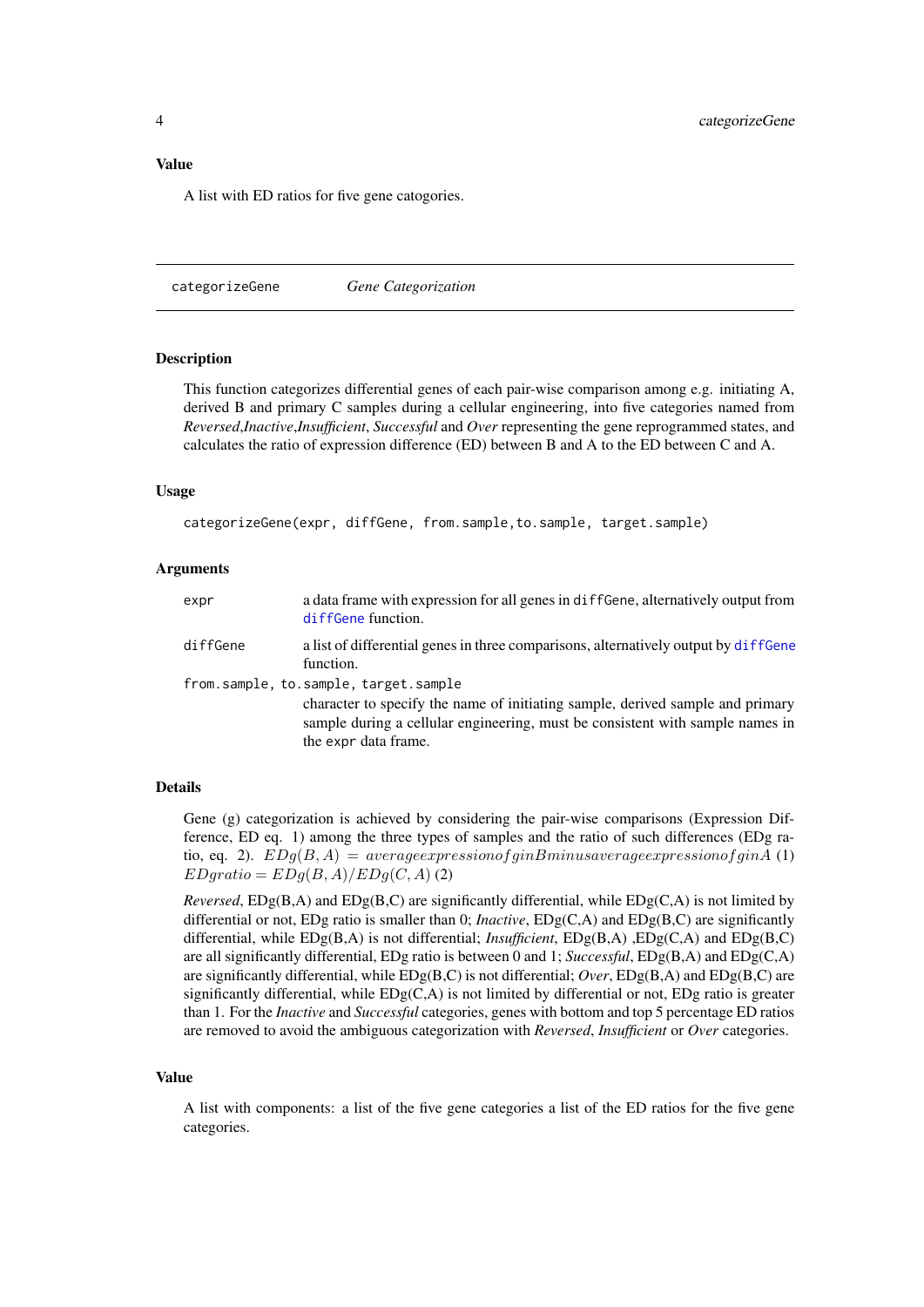### Value

A list with ED ratios for five gene catogories.

---

`categorizeGene` *Gene Categorization*

---

### Description

This function categorizes differential genes of each pair-wise comparison among e.g. initiating A, derived B and primary C samples during a cellular engineering, into five categories named from *Reversed*,*Inactive*,*Insufficient*, *Successful* and *Over* representing the gene reprogrammed states, and calculates the ratio of expression difference (ED) between B and A to the ED between C and A.

### Usage

```
categorizeGene(expr, diffGene, from.sample,to.sample, target.sample)
```

### Arguments

| | |
|---|---|
| `expr` | a data frame with expression for all genes in `diffGene`, alternatively output from `diffGene` function. |
| `diffGene` | a list of differential genes in three comparisons, alternatively output by `diffGene` function. |
| `from.sample, to.sample, target.sample` | character to specify the name of initiating sample, derived sample and primary sample during a cellular engineering, must be consistent with sample names in the `expr` data frame. |

### Details

Gene (g) categorization is achieved by considering the pair-wise comparisons (Expression Difference, ED eq. 1) among the three types of samples and the ratio of such differences (EDg ratio, eq. 2). $EDg(B, A) = average expression of g in B minus average expression of g in A$ (1) $EDgratio = EDg(B, A)/EDg(C, A)$ (2)

*Reversed*, EDg(B,A) and EDg(B,C) are significantly differential, while EDg(C,A) is not limited by differential or not, EDg ratio is smaller than 0; *Inactive*, EDg(C,A) and EDg(B,C) are significantly differential, while EDg(B,A) is not differential; *Insufficient*, EDg(B,A) ,EDg(C,A) and EDg(B,C) are all significantly differential, EDg ratio is between 0 and 1; *Successful*, EDg(B,A) and EDg(C,A) are significantly differential, while EDg(B,C) is not differential; *Over*, EDg(B,A) and EDg(B,C) are significantly differential, while EDg(C,A) is not limited by differential or not, EDg ratio is greater than 1. For the *Inactive* and *Successful* categories, genes with bottom and top 5 percentage ED ratios are removed to avoid the ambiguous categorization with *Reversed*, *Insufficient* or *Over* categories.

### Value

A list with components: a list of the five gene categories a list of the ED ratios for the five gene categories.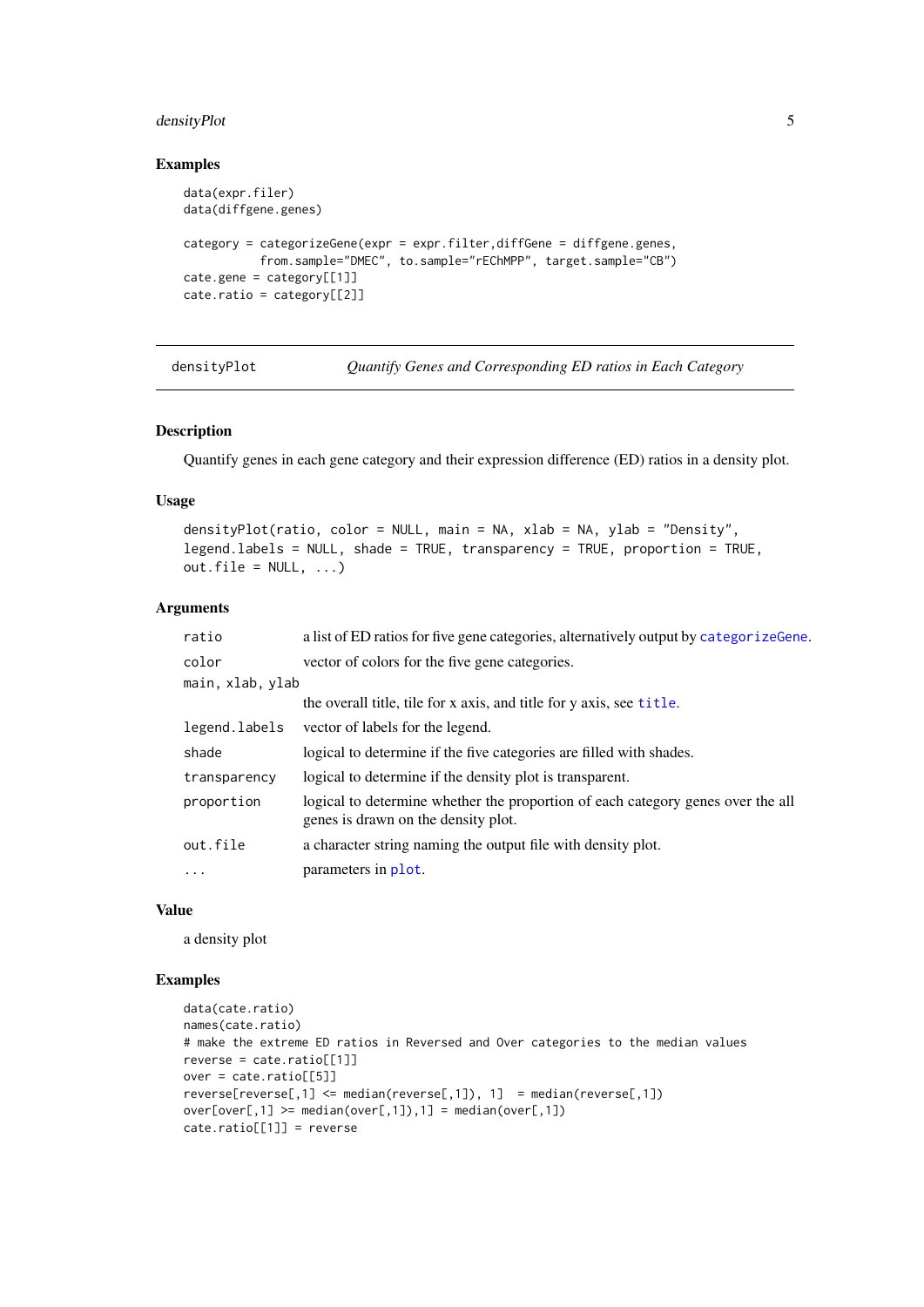### Examples

```
data(expr.filer)
data(diffgene.genes)

category = categorizeGene(expr = expr.filter,diffGene = diffgene.genes,
          from.sample="DMEC", to.sample="rEChMPP", target.sample="CB")
cate.gene = category[[1]]
cate.ratio = category[[2]]
```

---

## densityPlot — *Quantify Genes and Corresponding ED ratios in Each Category*

---

### Description

Quantify genes in each gene category and their expression difference (ED) ratios in a density plot.

### Usage

```
densityPlot(ratio, color = NULL, main = NA, xlab = NA, ylab = "Density",
legend.labels = NULL, shade = TRUE, transparency = TRUE, proportion = TRUE,
out.file = NULL, ...)
```

### Arguments

| Argument | Description |
|---|---|
| `ratio` | a list of ED ratios for five gene categories, alternatively output by `categorizeGene`. |
| `color` | vector of colors for the five gene categories. |
| `main, xlab, ylab` | the overall title, tile for x axis, and title for y axis, see `title`. |
| `legend.labels` | vector of labels for the legend. |
| `shade` | logical to determine if the five categories are filled with shades. |
| `transparency` | logical to determine if the density plot is transparent. |
| `proportion` | logical to determine whether the proportion of each category genes over the all genes is drawn on the density plot. |
| `out.file` | a character string naming the output file with density plot. |
| `...` | parameters in `plot`. |

### Value

a density plot

### Examples

```
data(cate.ratio)
names(cate.ratio)
# make the extreme ED ratios in Reversed and Over categories to the median values
reverse = cate.ratio[[1]]
over = cate.ratio[[5]]
reverse[reverse[,1] <= median(reverse[,1]), 1]  = median(reverse[,1])
over[over[,1] >= median(over[,1]),1] = median(over[,1])
cate.ratio[[1]] = reverse
```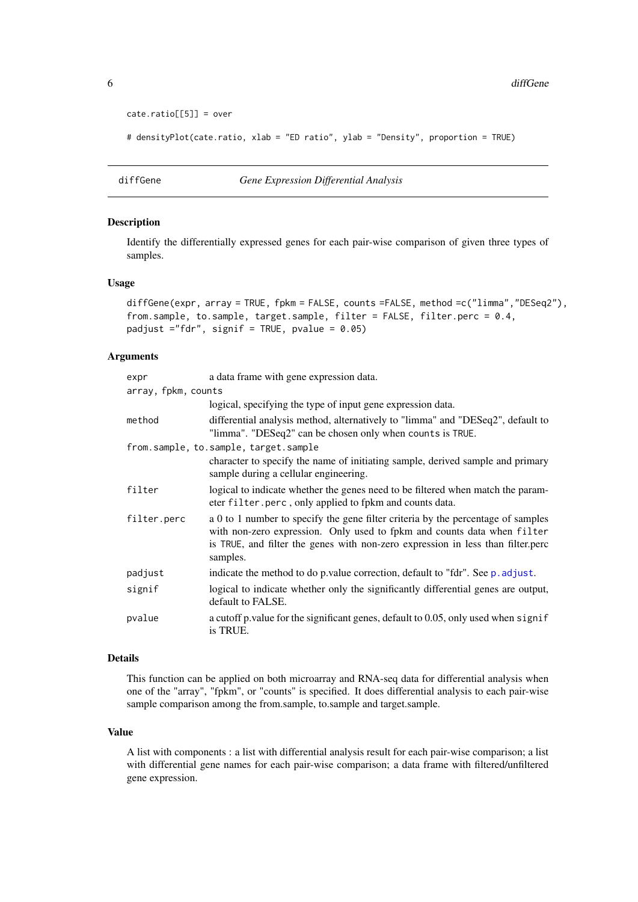```
cate.ratio[[5]] = over

# densityPlot(cate.ratio, xlab = "ED ratio", ylab = "Density", proportion = TRUE)
```

## diffGene — *Gene Expression Differential Analysis*

### Description

Identify the differentially expressed genes for each pair-wise comparison of given three types of samples.

### Usage

```
diffGene(expr, array = TRUE, fpkm = FALSE, counts =FALSE, method =c("limma","DESeq2"),
from.sample, to.sample, target.sample, filter = FALSE, filter.perc = 0.4,
padjust ="fdr", signif = TRUE, pvalue = 0.05)
```

### Arguments

| Argument | Description |
|---|---|
| `expr` | a data frame with gene expression data. |
| `array, fpkm, counts` | logical, specifying the type of input gene expression data. |
| `method` | differential analysis method, alternatively to "limma" and "DESeq2", default to "limma". "DESeq2" can be chosen only when `counts` is `TRUE`. |
| `from.sample, to.sample, target.sample` | character to specify the name of initiating sample, derived sample and primary sample during a cellular engineering. |
| `filter` | logical to indicate whether the genes need to be filtered when match the parameter `filter.perc` , only applied to fpkm and counts data. |
| `filter.perc` | a 0 to 1 number to specify the gene filter criteria by the percentage of samples with non-zero expression. Only used to fpkm and counts data when `filter` is `TRUE`, and filter the genes with non-zero expression in less than filter.perc samples. |
| `padjust` | indicate the method to do p.value correction, default to "fdr". See `p.adjust`. |
| `signif` | logical to indicate whether only the significantly differential genes are output, default to FALSE. |
| `pvalue` | a cutoff p.value for the significant genes, default to 0.05, only used when `signif` is TRUE. |

### Details

This function can be applied on both microarray and RNA-seq data for differential analysis when one of the "array", "fpkm", or "counts" is specified. It does differential analysis to each pair-wise sample comparison among the from.sample, to.sample and target.sample.

### Value

A list with components : a list with differential analysis result for each pair-wise comparison; a list with differential gene names for each pair-wise comparison; a data frame with filtered/unfiltered gene expression.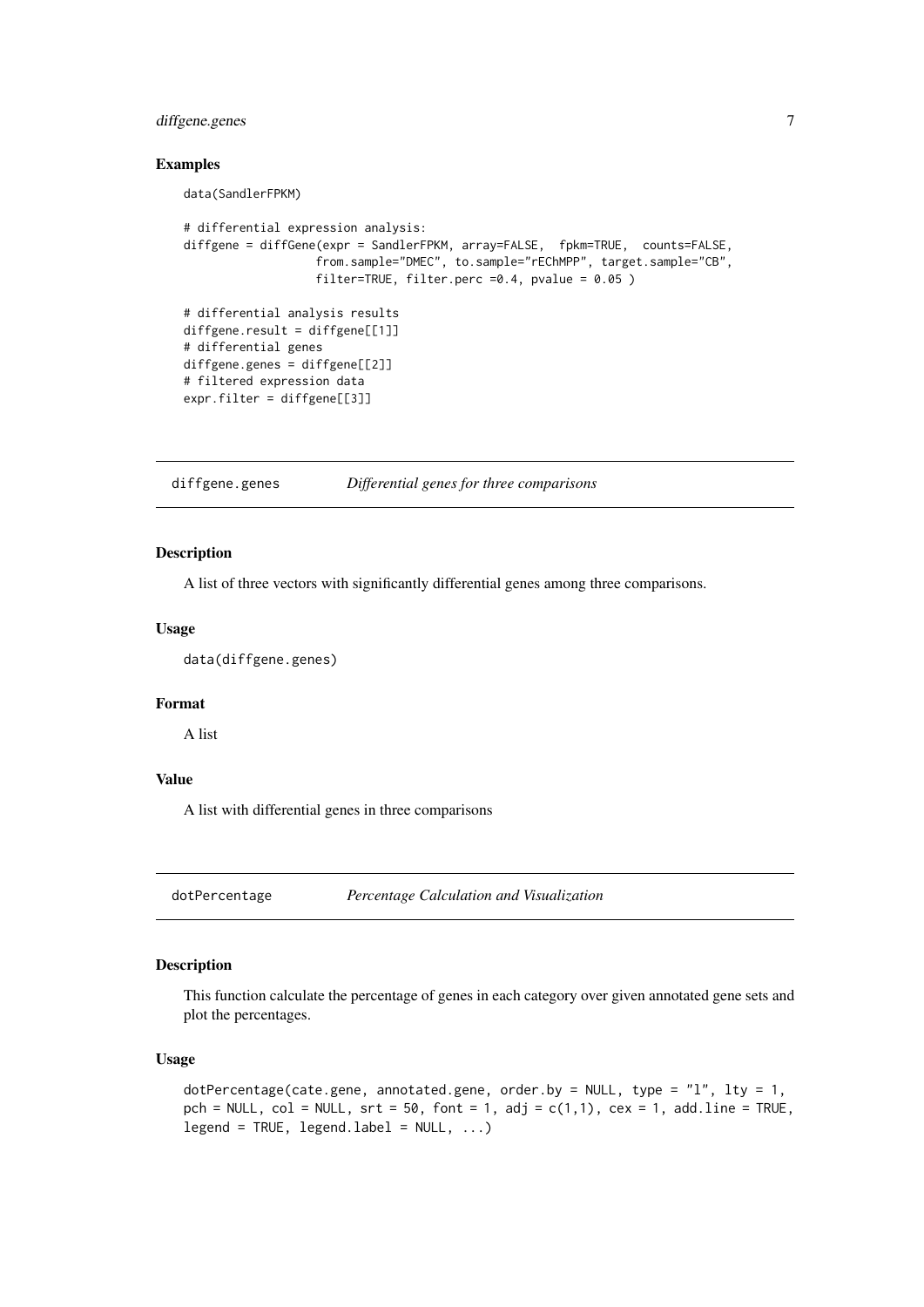### Examples

```
data(SandlerFPKM)

# differential expression analysis:
diffgene = diffGene(expr = SandlerFPKM, array=FALSE,  fpkm=TRUE,  counts=FALSE,
                   from.sample="DMEC", to.sample="rEChMPP", target.sample="CB",
                   filter=TRUE, filter.perc =0.4, pvalue = 0.05 )

# differential analysis results
diffgene.result = diffgene[[1]]
# differential genes
diffgene.genes = diffgene[[2]]
# filtered expression data
expr.filter = diffgene[[3]]
```

---

## diffgene.genes — *Differential genes for three comparisons*

### Description

A list of three vectors with significantly differential genes among three comparisons.

### Usage

```
data(diffgene.genes)
```

### Format

A list

### Value

A list with differential genes in three comparisons

---

## dotPercentage — *Percentage Calculation and Visualization*

### Description

This function calculate the percentage of genes in each category over given annotated gene sets and plot the percentages.

### Usage

```
dotPercentage(cate.gene, annotated.gene, order.by = NULL, type = "l", lty = 1,
pch = NULL, col = NULL, srt = 50, font = 1, adj = c(1,1), cex = 1, add.line = TRUE,
legend = TRUE, legend.label = NULL, ...)
```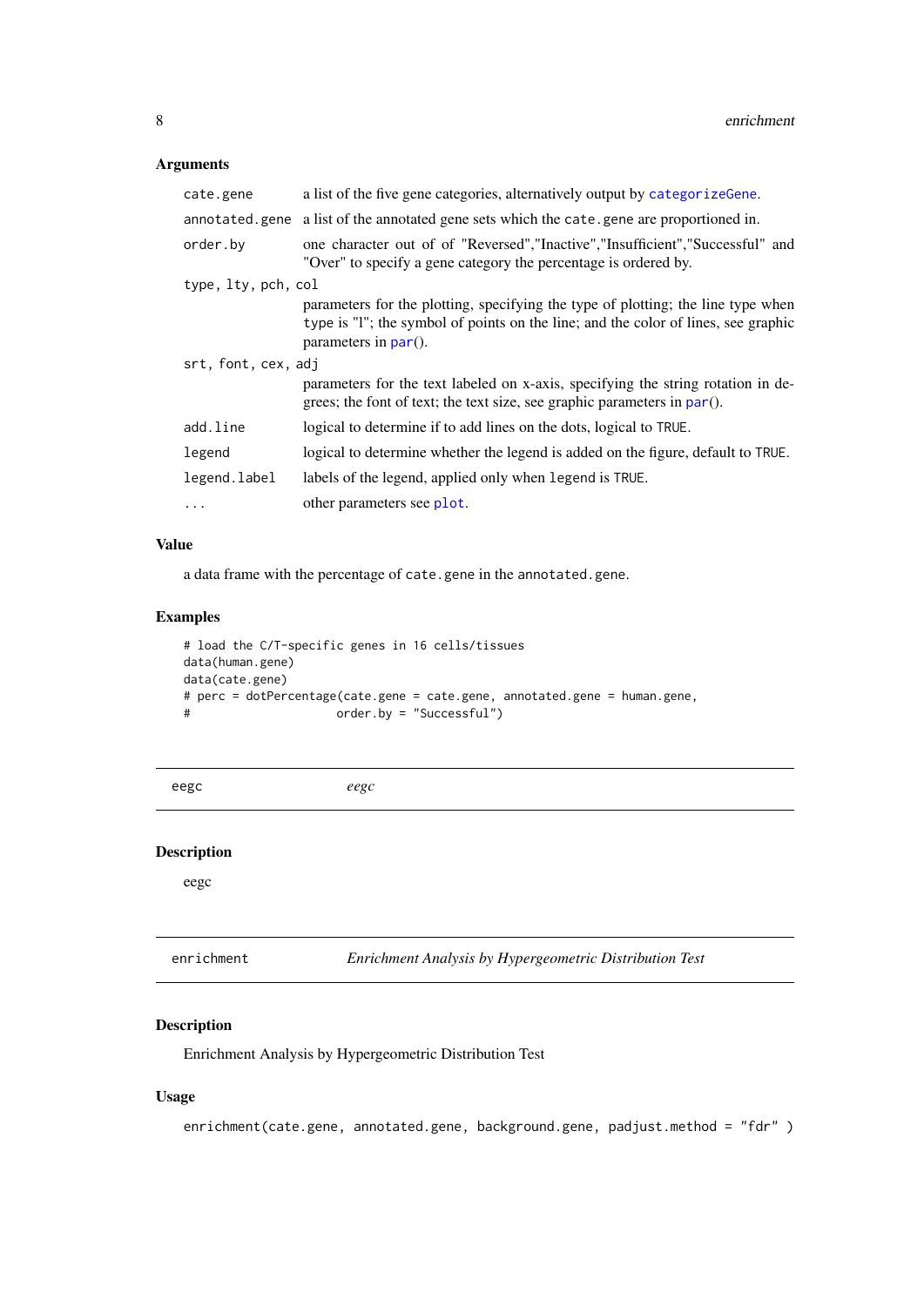### Arguments

| | |
|---|---|
| `cate.gene` | a list of the five gene categories, alternatively output by `categorizeGene`. |
| `annotated.gene` | a list of the annotated gene sets which the `cate.gene` are proportioned in. |
| `order.by` | one character out of of "Reversed","Inactive","Insufficient","Successful" and "Over" to specify a gene category the percentage is ordered by. |
| `type, lty, pch, col` | parameters for the plotting, specifying the type of plotting; the line type when `type` is "l"; the symbol of points on the line; and the color of lines, see graphic parameters in `par()`. |
| `srt, font, cex, adj` | parameters for the text labeled on x-axis, specifying the string rotation in degrees; the font of text; the text size, see graphic parameters in `par()`. |
| `add.line` | logical to determine if to add lines on the dots, logical to `TRUE`. |
| `legend` | logical to determine whether the legend is added on the figure, default to `TRUE`. |
| `legend.label` | labels of the legend, applied only when `legend` is `TRUE`. |
| `...` | other parameters see `plot`. |

### Value

a data frame with the percentage of `cate.gene` in the `annotated.gene`.

### Examples

```
# load the C/T-specific genes in 16 cells/tissues
data(human.gene)
data(cate.gene)
# perc = dotPercentage(cate.gene = cate.gene, annotated.gene = human.gene,
#                    order.by = "Successful")
```

---

## eegc — *eegc*

### Description

eegc

---

## enrichment — *Enrichment Analysis by Hypergeometric Distribution Test*

### Description

Enrichment Analysis by Hypergeometric Distribution Test

### Usage

```
enrichment(cate.gene, annotated.gene, background.gene, padjust.method = "fdr" )
```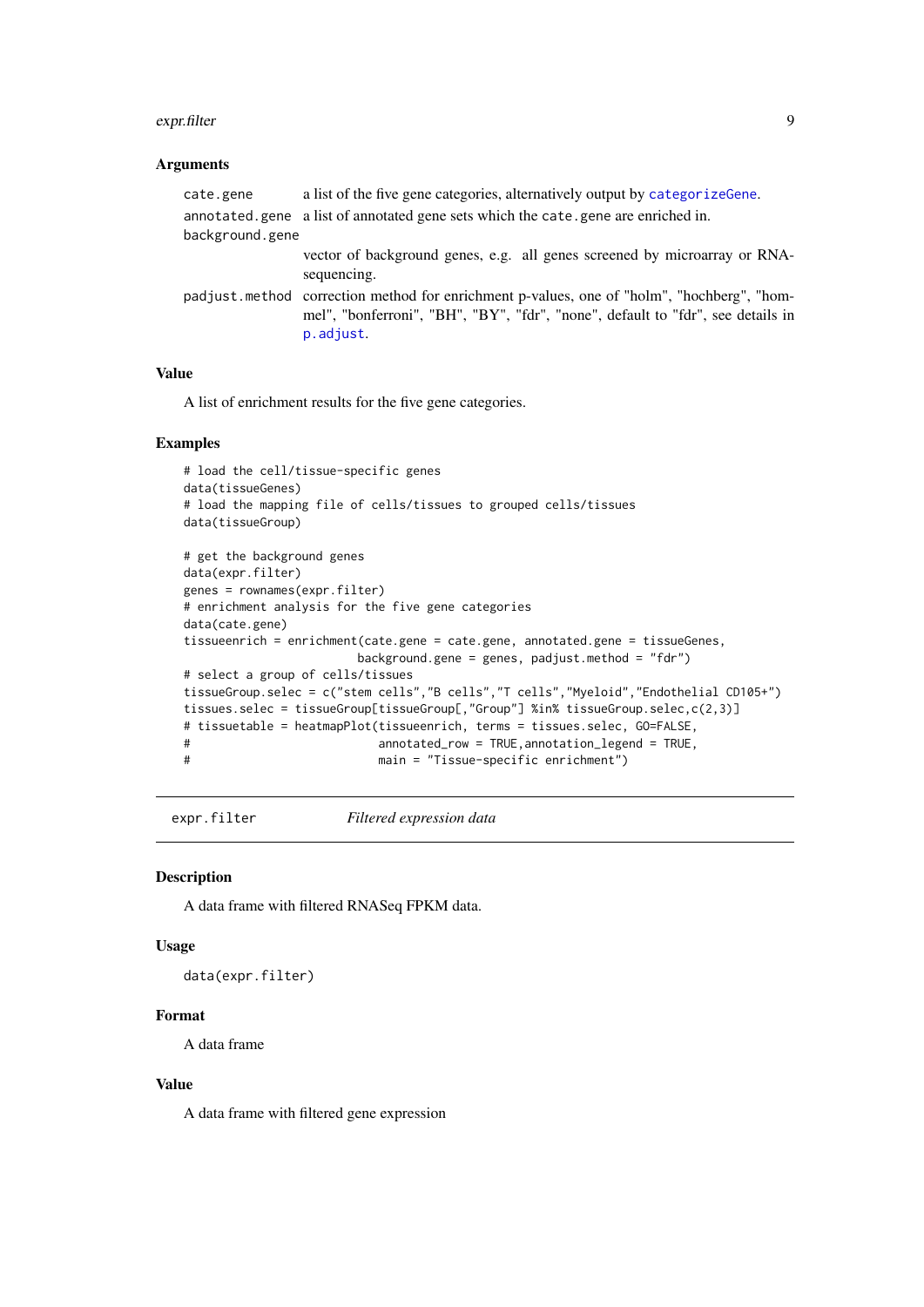### Arguments

- `cate.gene` a list of the five gene categories, alternatively output by `categorizeGene`.
- `annotated.gene` a list of annotated gene sets which the `cate.gene` are enriched in.
- `background.gene` vector of background genes, e.g. all genes screened by microarray or RNA-sequencing.
- `padjust.method` correction method for enrichment p-values, one of "holm", "hochberg", "hommel", "bonferroni", "BH", "BY", "fdr", "none", default to "fdr", see details in `p.adjust`.

### Value

A list of enrichment results for the five gene categories.

### Examples

```
# load the cell/tissue-specific genes
data(tissueGenes)
# load the mapping file of cells/tissues to grouped cells/tissues
data(tissueGroup)

# get the background genes
data(expr.filter)
genes = rownames(expr.filter)
# enrichment analysis for the five gene categories
data(cate.gene)
tissueenrich = enrichment(cate.gene = cate.gene, annotated.gene = tissueGenes,
                         background.gene = genes, padjust.method = "fdr")
# select a group of cells/tissues
tissueGroup.selec = c("stem cells","B cells","T cells","Myeloid","Endothelial CD105+")
tissues.selec = tissueGroup[tissueGroup[,"Group"] %in% tissueGroup.selec,c(2,3)]
# tissuetable = heatmapPlot(tissueenrich, terms = tissues.selec, GO=FALSE,
#                           annotated_row = TRUE,annotation_legend = TRUE,
#                           main = "Tissue-specific enrichment")
```

---

## expr.filter *Filtered expression data*

### Description

A data frame with filtered RNASeq FPKM data.

### Usage

```
data(expr.filter)
```

### Format

A data frame

### Value

A data frame with filtered gene expression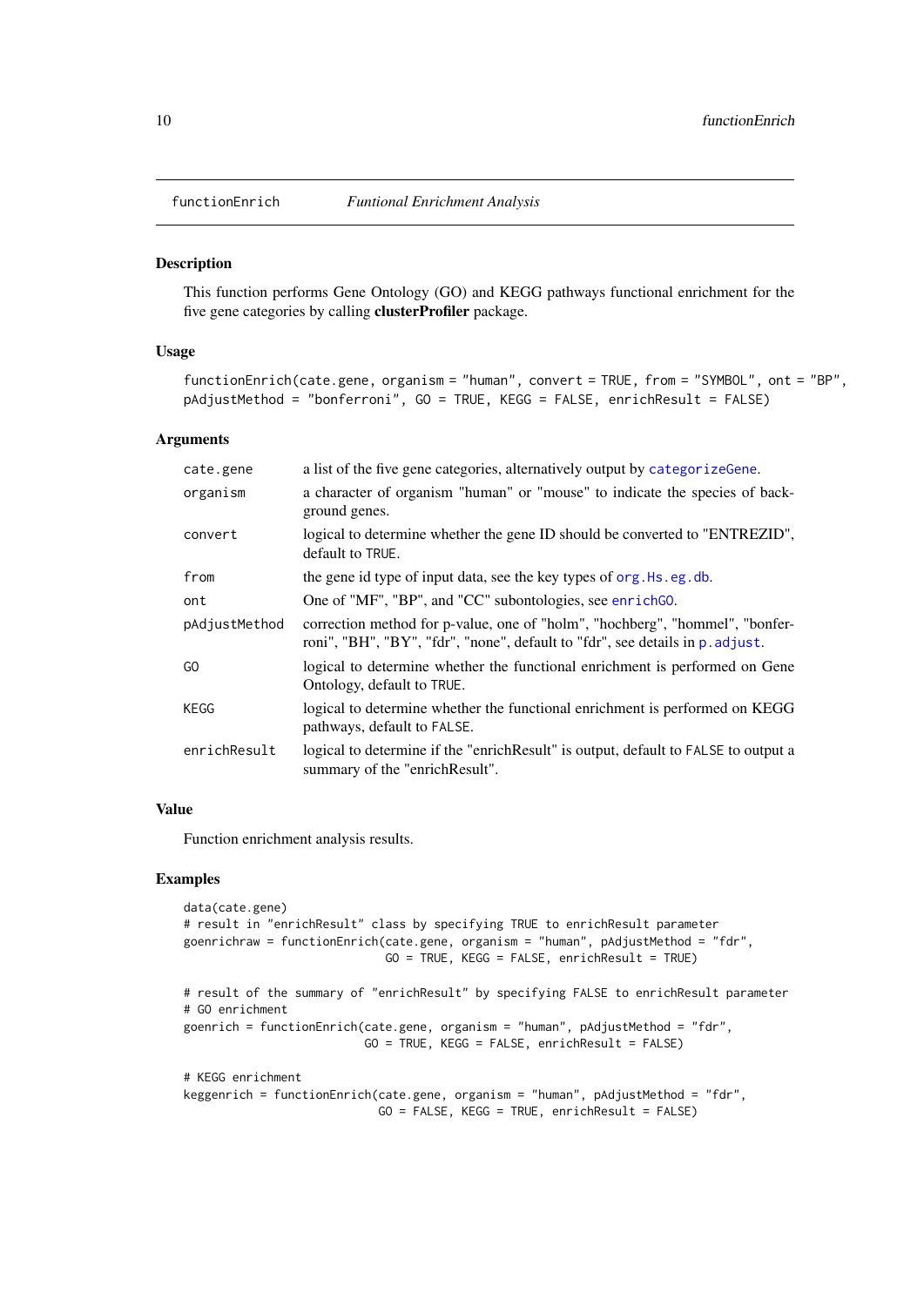## functionEnrich *Funtional Enrichment Analysis*

### Description

This function performs Gene Ontology (GO) and KEGG pathways functional enrichment for the five gene categories by calling **clusterProfiler** package.

### Usage

```
functionEnrich(cate.gene, organism = "human", convert = TRUE, from = "SYMBOL", ont = "BP",
pAdjustMethod = "bonferroni", GO = TRUE, KEGG = FALSE, enrichResult = FALSE)
```

### Arguments

| | |
|---|---|
| `cate.gene` | a list of the five gene categories, alternatively output by `categorizeGene`. |
| `organism` | a character of organism "human" or "mouse" to indicate the species of background genes. |
| `convert` | logical to determine whether the gene ID should be converted to "ENTREZID", default to `TRUE`. |
| `from` | the gene id type of input data, see the key types of `org.Hs.eg.db`. |
| `ont` | One of "MF", "BP", and "CC" subontologies, see `enrichGO`. |
| `pAdjustMethod` | correction method for p-value, one of "holm", "hochberg", "hommel", "bonferroni", "BH", "BY", "fdr", "none", default to "fdr", see details in `p.adjust`. |
| `GO` | logical to determine whether the functional enrichment is performed on Gene Ontology, default to `TRUE`. |
| `KEGG` | logical to determine whether the functional enrichment is performed on KEGG pathways, default to `FALSE`. |
| `enrichResult` | logical to determine if the "enrichResult" is output, default to `FALSE` to output a summary of the "enrichResult". |

### Value

Function enrichment analysis results.

### Examples

```
data(cate.gene)
# result in "enrichResult" class by specifying TRUE to enrichResult parameter
goenrichraw = functionEnrich(cate.gene, organism = "human", pAdjustMethod = "fdr",
                             GO = TRUE, KEGG = FALSE, enrichResult = TRUE)

# result of the summary of "enrichResult" by specifying FALSE to enrichResult parameter
# GO enrichment
goenrich = functionEnrich(cate.gene, organism = "human", pAdjustMethod = "fdr",
                          GO = TRUE, KEGG = FALSE, enrichResult = FALSE)

# KEGG enrichment
keggenrich = functionEnrich(cate.gene, organism = "human", pAdjustMethod = "fdr",
                            GO = FALSE, KEGG = TRUE, enrichResult = FALSE)
```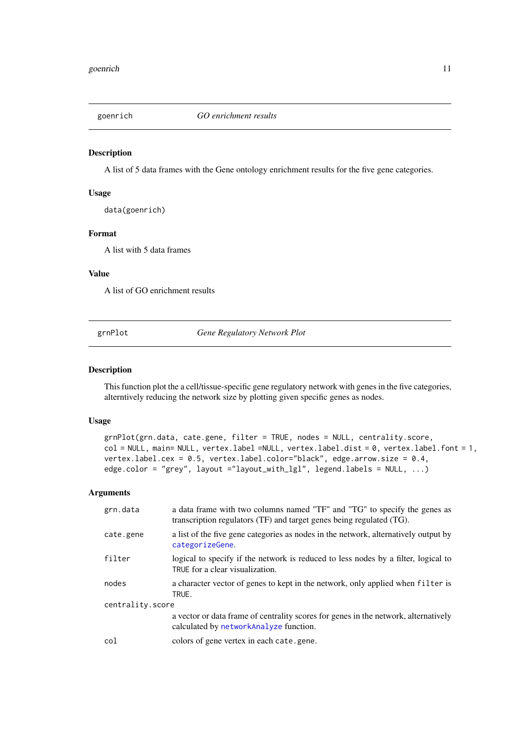## goenrich — *GO enrichment results*

### Description

A list of 5 data frames with the Gene ontology enrichment results for the five gene categories.

### Usage

```
data(goenrich)
```

### Format

A list with 5 data frames

### Value

A list of GO enrichment results

## grnPlot — *Gene Regulatory Network Plot*

### Description

This function plot the a cell/tissue-specific gene regulatory network with genes in the five categories, alterntively reducing the network size by plotting given specific genes as nodes.

### Usage

```
grnPlot(grn.data, cate.gene, filter = TRUE, nodes = NULL, centrality.score,
col = NULL, main= NULL, vertex.label =NULL, vertex.label.dist = 0, vertex.label.font = 1,
vertex.label.cex = 0.5, vertex.label.color="black", edge.arrow.size = 0.4,
edge.color = "grey", layout ="layout_with_lgl", legend.labels = NULL, ...)
```

### Arguments

| | |
|---|---|
| `grn.data` | a data frame with two columns named "TF" and "TG" to specify the genes as transcription regulators (TF) and target genes being regulated (TG). |
| `cate.gene` | a list of the five gene categories as nodes in the network, alternatively output by `categorizeGene`. |
| `filter` | logical to specify if the network is reduced to less nodes by a filter, logical to `TRUE` for a clear visualization. |
| `nodes` | a character vector of genes to kept in the network, only applied when `filter` is `TRUE`. |
| `centrality.score` | a vector or data frame of centrality scores for genes in the network, alternatively calculated by `networkAnalyze` function. |
| `col` | colors of gene vertex in each `cate.gene`. |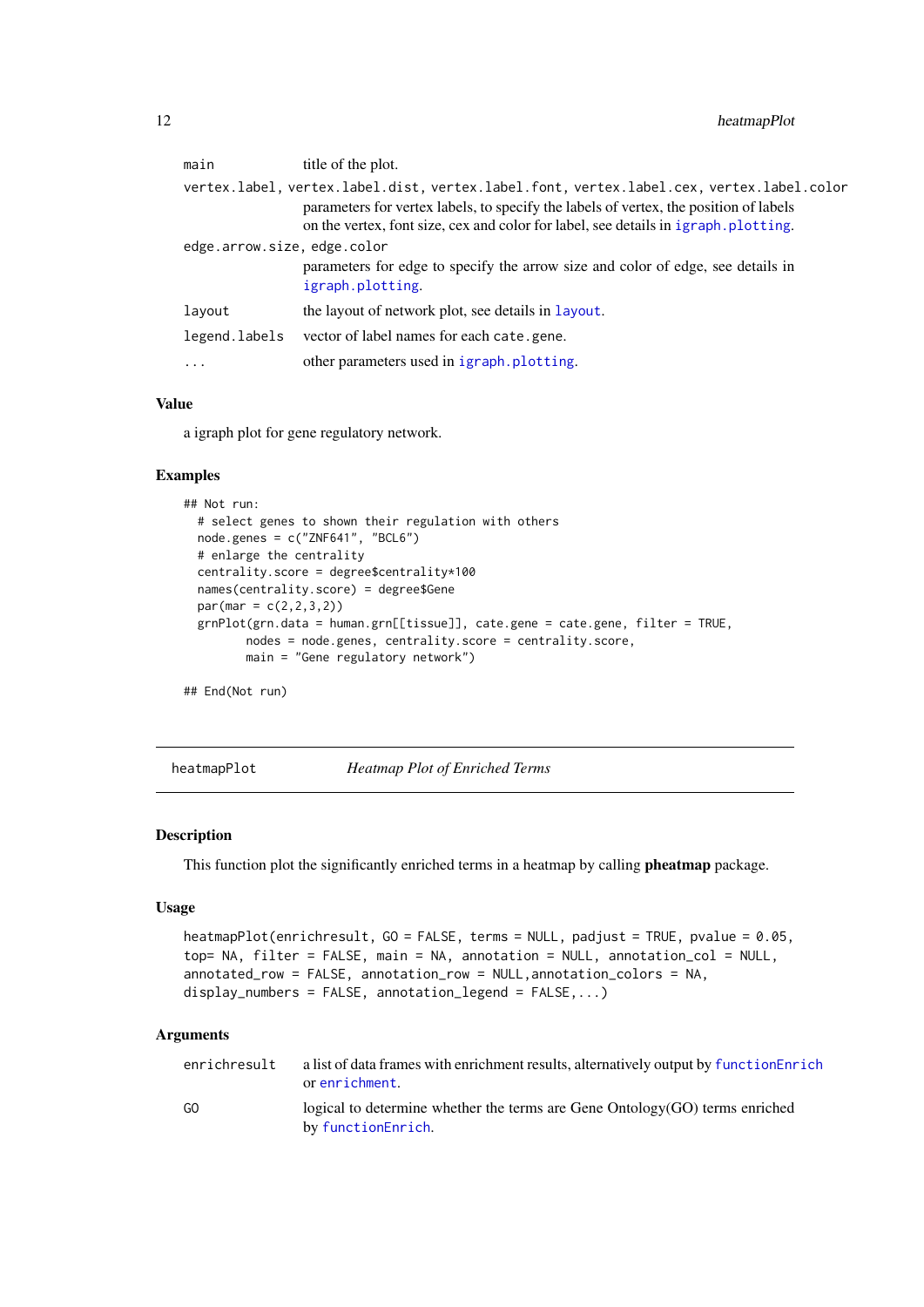| | |
|---|---|
| main | title of the plot. |
| vertex.label, vertex.label.dist, vertex.label.font, vertex.label.cex, vertex.label.color | parameters for vertex labels, to specify the labels of vertex, the position of labels on the vertex, font size, cex and color for label, see details in igraph.plotting. |
| edge.arrow.size, edge.color | parameters for edge to specify the arrow size and color of edge, see details in igraph.plotting. |
| layout | the layout of network plot, see details in layout. |
| legend.labels | vector of label names for each cate.gene. |
| ... | other parameters used in igraph.plotting. |

### Value

a igraph plot for gene regulatory network.

### Examples

```
## Not run:
  # select genes to shown their regulation with others
  node.genes = c("ZNF641", "BCL6")
  # enlarge the centrality
  centrality.score = degree$centrality*100
  names(centrality.score) = degree$Gene
  par(mar = c(2,2,3,2))
  grnPlot(grn.data = human.grn[[tissue]], cate.gene = cate.gene, filter = TRUE,
         nodes = node.genes, centrality.score = centrality.score,
         main = "Gene regulatory network")

## End(Not run)
```

---

## heatmapPlot *Heatmap Plot of Enriched Terms*

### Description

This function plot the significantly enriched terms in a heatmap by calling **pheatmap** package.

### Usage

```
heatmapPlot(enrichresult, GO = FALSE, terms = NULL, padjust = TRUE, pvalue = 0.05,
top= NA, filter = FALSE, main = NA, annotation = NULL, annotation_col = NULL,
annotated_row = FALSE, annotation_row = NULL,annotation_colors = NA,
display_numbers = FALSE, annotation_legend = FALSE,...)
```

### Arguments

| | |
|---|---|
| enrichresult | a list of data frames with enrichment results, alternatively output by functionEnrich or enrichment. |
| GO | logical to determine whether the terms are Gene Ontology(GO) terms enriched by functionEnrich. |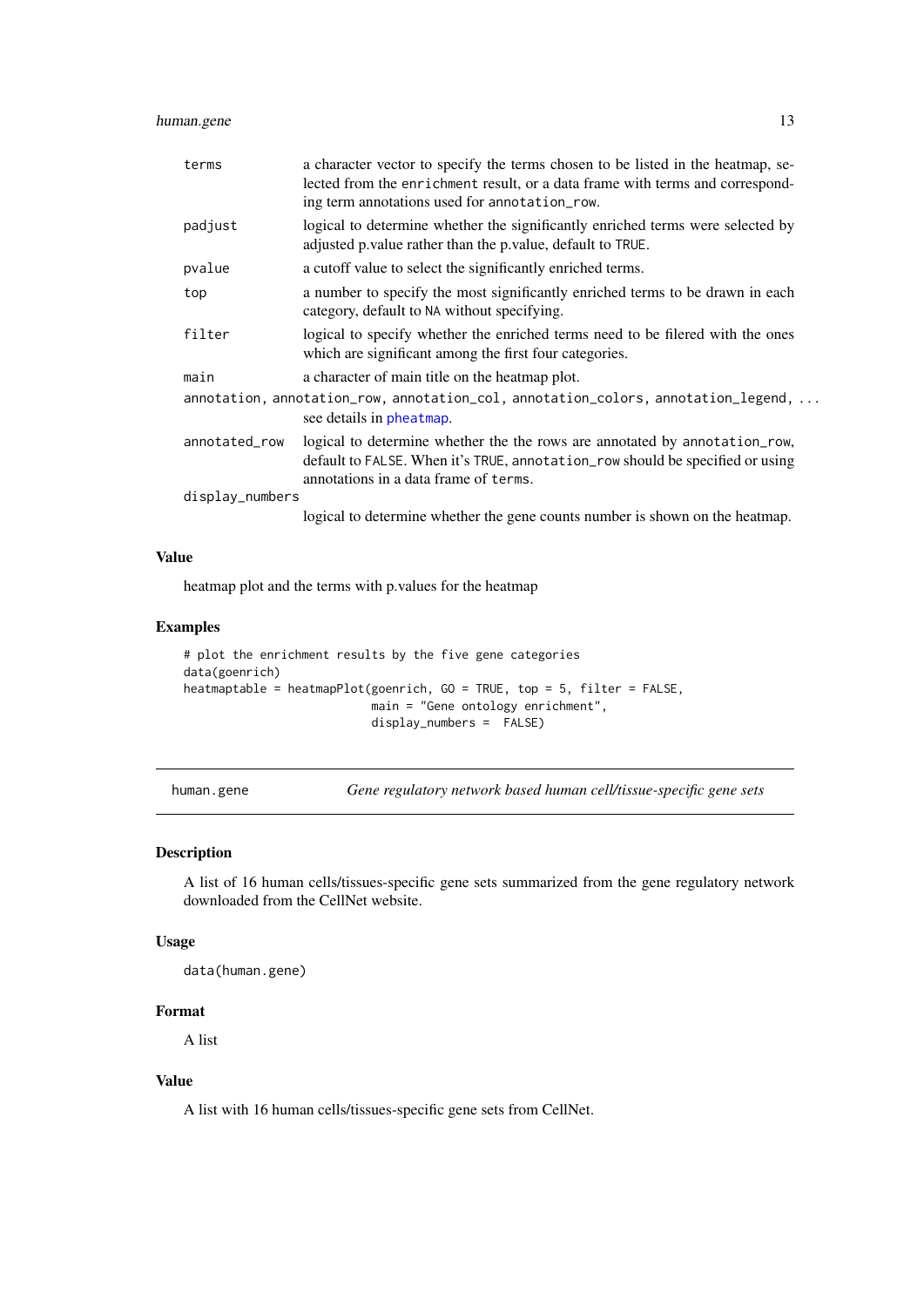| | |
|---|---|
| terms | a character vector to specify the terms chosen to be listed in the heatmap, selected from the enrichment result, or a data frame with terms and corresponding term annotations used for annotation_row. |
| padjust | logical to determine whether the significantly enriched terms were selected by adjusted p.value rather than the p.value, default to TRUE. |
| pvalue | a cutoff value to select the significantly enriched terms. |
| top | a number to specify the most significantly enriched terms to be drawn in each category, default to NA without specifying. |
| filter | logical to specify whether the enriched terms need to be filered with the ones which are significant among the first four categories. |
| main | a character of main title on the heatmap plot. |
| annotation, annotation_row, annotation_col, annotation_colors, annotation_legend, ... | see details in pheatmap. |
| annotated_row | logical to determine whether the the rows are annotated by annotation_row, default to FALSE. When it's TRUE, annotation_row should be specified or using annotations in a data frame of terms. |
| display_numbers | logical to determine whether the gene counts number is shown on the heatmap. |

## Value

heatmap plot and the terms with p.values for the heatmap

## Examples

```
# plot the enrichment results by the five gene categories
data(goenrich)
heatmaptable = heatmapPlot(goenrich, GO = TRUE, top = 5, filter = FALSE,
                           main = "Gene ontology enrichment",
                           display_numbers =  FALSE)
```

---

# human.gene — *Gene regulatory network based human cell/tissue-specific gene sets*

## Description

A list of 16 human cells/tissues-specific gene sets summarized from the gene regulatory network downloaded from the CellNet website.

## Usage

```
data(human.gene)
```

## Format

A list

## Value

A list with 16 human cells/tissues-specific gene sets from CellNet.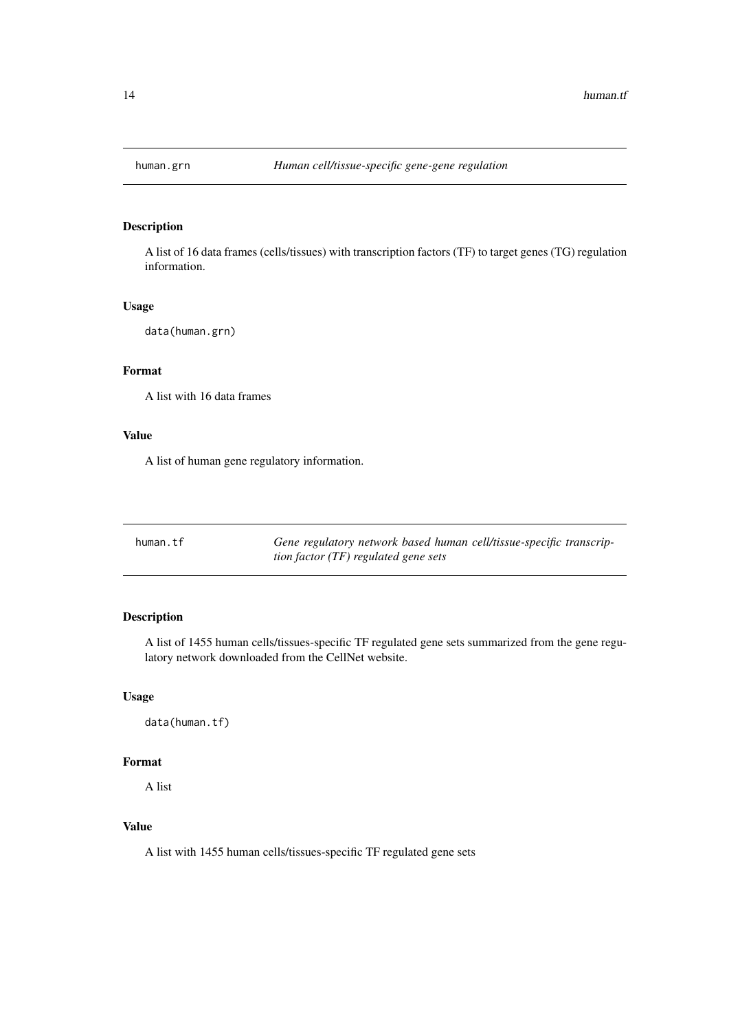## human.grn — *Human cell/tissue-specific gene-gene regulation*

### Description

A list of 16 data frames (cells/tissues) with transcription factors (TF) to target genes (TG) regulation information.

### Usage

```
data(human.grn)
```

### Format

A list with 16 data frames

### Value

A list of human gene regulatory information.

## human.tf — *Gene regulatory network based human cell/tissue-specific transcription factor (TF) regulated gene sets*

### Description

A list of 1455 human cells/tissues-specific TF regulated gene sets summarized from the gene regulatory network downloaded from the CellNet website.

### Usage

```
data(human.tf)
```

### Format

A list

### Value

A list with 1455 human cells/tissues-specific TF regulated gene sets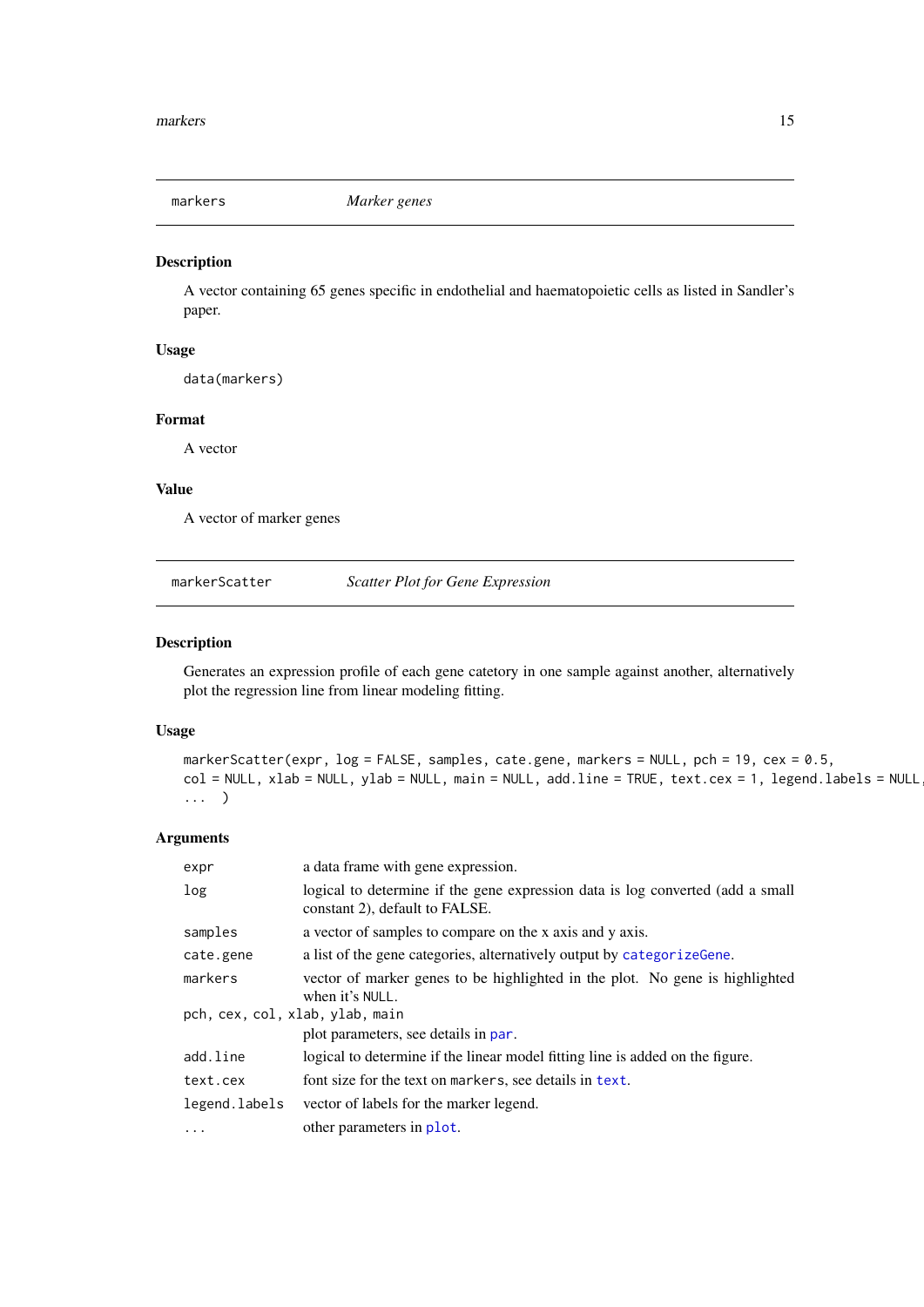## markers *Marker genes*

### Description

A vector containing 65 genes specific in endothelial and haematopoietic cells as listed in Sandler's paper.

### Usage

```
data(markers)
```

### Format

A vector

### Value

A vector of marker genes

## markerScatter *Scatter Plot for Gene Expression*

### Description

Generates an expression profile of each gene catetory in one sample against another, alternatively plot the regression line from linear modeling fitting.

### Usage

```
markerScatter(expr, log = FALSE, samples, cate.gene, markers = NULL, pch = 19, cex = 0.5,
col = NULL, xlab = NULL, ylab = NULL, main = NULL, add.line = TRUE, text.cex = 1, legend.labels = NULL,
...  )
```

### Arguments

| | |
|---|---|
| `expr` | a data frame with gene expression. |
| `log` | logical to determine if the gene expression data is log converted (add a small constant 2), default to FALSE. |
| `samples` | a vector of samples to compare on the x axis and y axis. |
| `cate.gene` | a list of the gene categories, alternatively output by `categorizeGene`. |
| `markers` | vector of marker genes to be highlighted in the plot. No gene is highlighted when it's `NULL`. |
| `pch, cex, col, xlab, ylab, main` | plot parameters, see details in `par`. |
| `add.line` | logical to determine if the linear model fitting line is added on the figure. |
| `text.cex` | font size for the text on `markers`, see details in `text`. |
| `legend.labels` | vector of labels for the marker legend. |
| `...` | other parameters in `plot`. |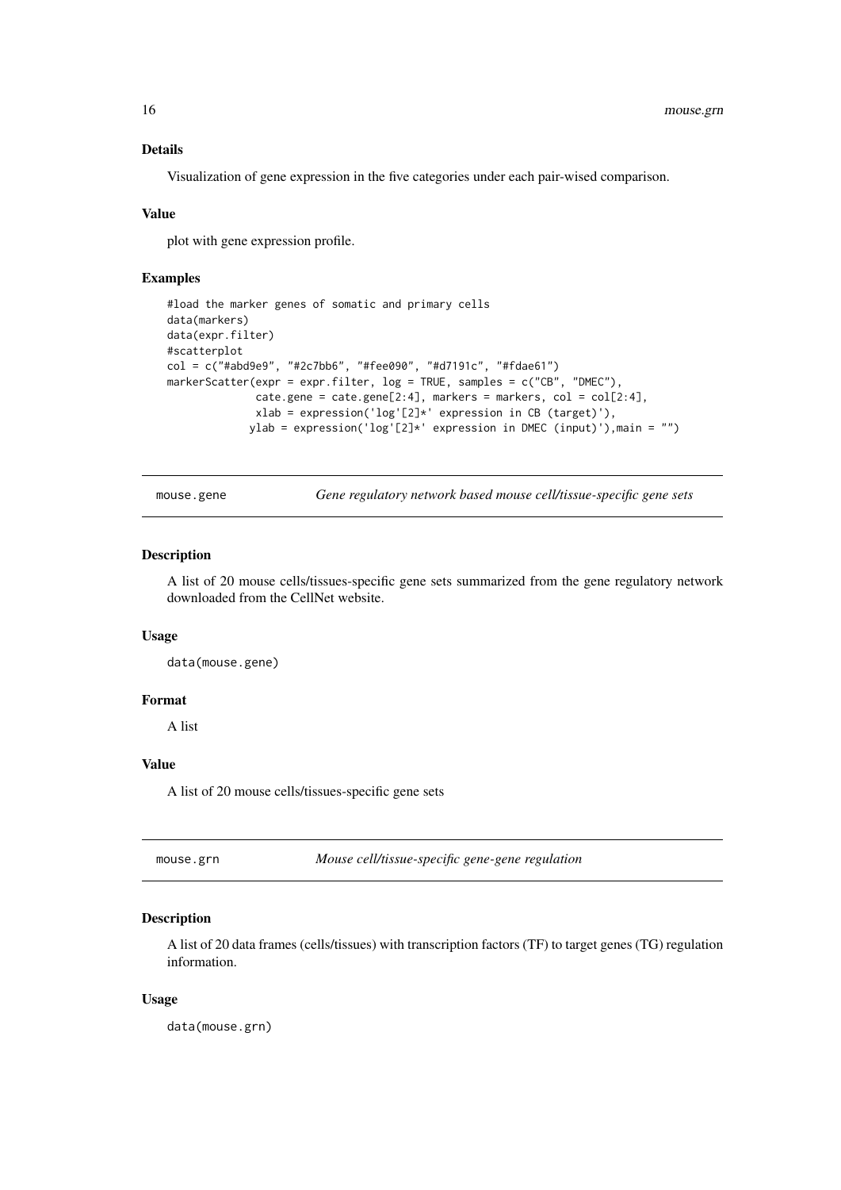### Details

Visualization of gene expression in the five categories under each pair-wised comparison.

### Value

plot with gene expression profile.

### Examples

```
#load the marker genes of somatic and primary cells
data(markers)
data(expr.filter)
#scatterplot
col = c("#abd9e9", "#2c7bb6", "#fee090", "#d7191c", "#fdae61")
markerScatter(expr = expr.filter, log = TRUE, samples = c("CB", "DMEC"),
              cate.gene = cate.gene[2:4], markers = markers, col = col[2:4],
              xlab = expression('log'[2]*' expression in CB (target)'),
             ylab = expression('log'[2]*' expression in DMEC (input)'),main = "")
```

## mouse.gene — *Gene regulatory network based mouse cell/tissue-specific gene sets*

### Description

A list of 20 mouse cells/tissues-specific gene sets summarized from the gene regulatory network downloaded from the CellNet website.

### Usage

```
data(mouse.gene)
```

### Format

A list

### Value

A list of 20 mouse cells/tissues-specific gene sets

## mouse.grn — *Mouse cell/tissue-specific gene-gene regulation*

### Description

A list of 20 data frames (cells/tissues) with transcription factors (TF) to target genes (TG) regulation information.

### Usage

```
data(mouse.grn)
```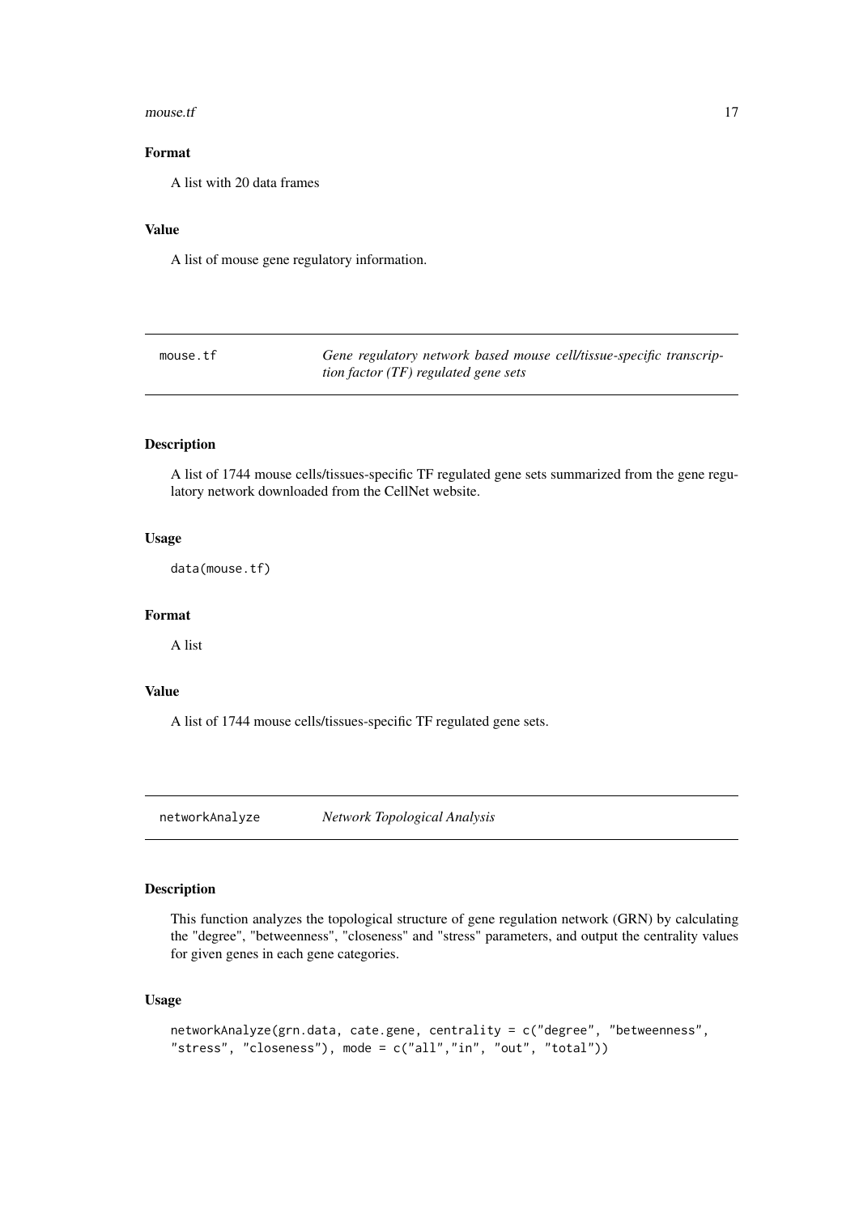### Format

A list with 20 data frames

### Value

A list of mouse gene regulatory information.

---

## mouse.tf — *Gene regulatory network based mouse cell/tissue-specific transcription factor (TF) regulated gene sets*

### Description

A list of 1744 mouse cells/tissues-specific TF regulated gene sets summarized from the gene regulatory network downloaded from the CellNet website.

### Usage

```
data(mouse.tf)
```

### Format

A list

### Value

A list of 1744 mouse cells/tissues-specific TF regulated gene sets.

---

## networkAnalyze — *Network Topological Analysis*

### Description

This function analyzes the topological structure of gene regulation network (GRN) by calculating the "degree", "betweenness", "closeness" and "stress" parameters, and output the centrality values for given genes in each gene categories.

### Usage

```
networkAnalyze(grn.data, cate.gene, centrality = c("degree", "betweenness",
"stress", "closeness"), mode = c("all","in", "out", "total"))
```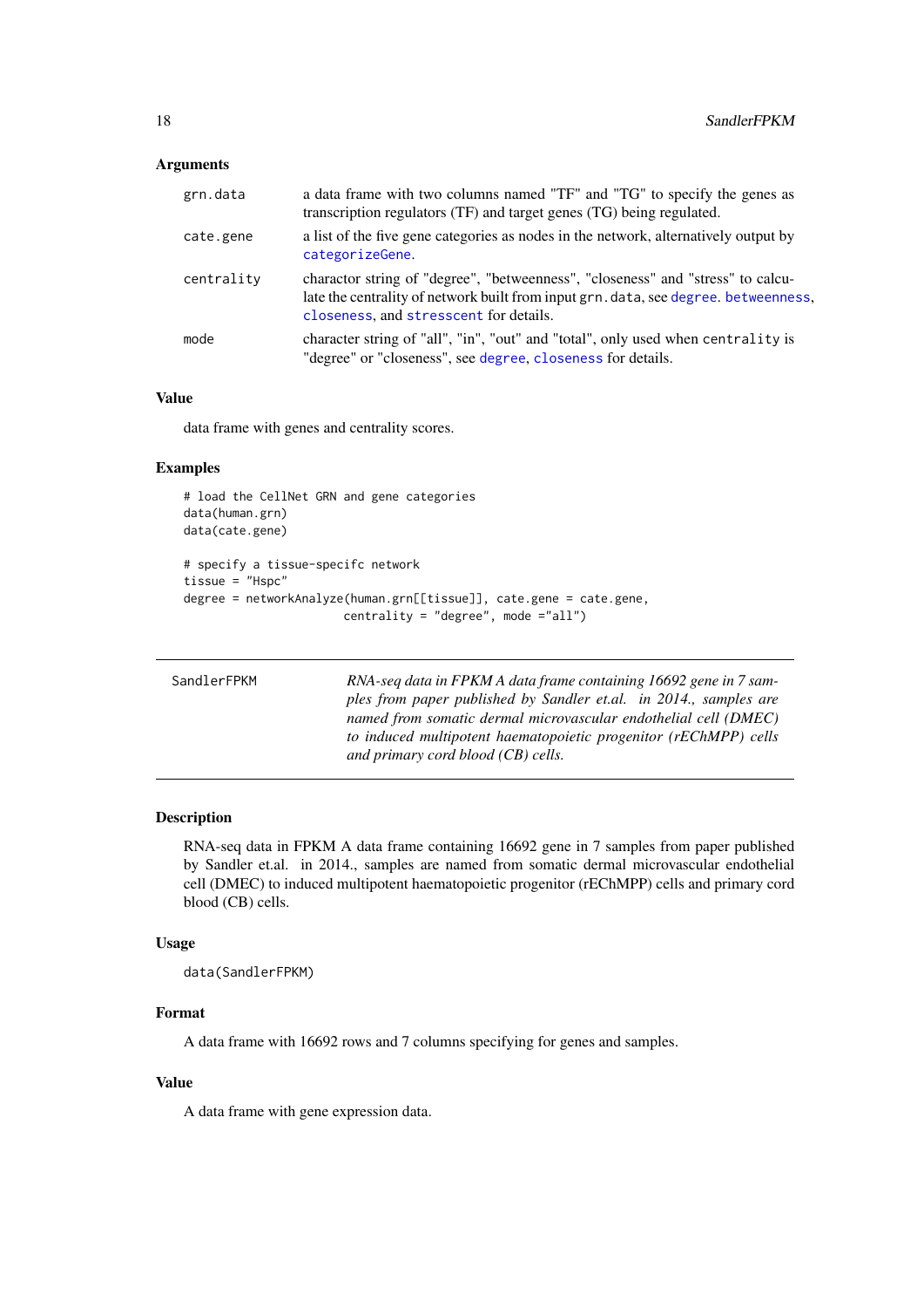### Arguments

- `grn.data` — a data frame with two columns named "TF" and "TG" to specify the genes as transcription regulators (TF) and target genes (TG) being regulated.
- `cate.gene` — a list of the five gene categories as nodes in the network, alternatively output by `categorizeGene`.
- `centrality` — charactor string of "degree", "betweenness", "closeness" and "stress" to calculate the centrality of network built from input `grn.data`, see `degree`. `betweenness`, `closeness`, and `stresscent` for details.
- `mode` — character string of "all", "in", "out" and "total", only used when `centrality` is "degree" or "closeness", see `degree`, `closeness` for details.

### Value

data frame with genes and centrality scores.

### Examples

```
# load the CellNet GRN and gene categories
data(human.grn)
data(cate.gene)

# specify a tissue-specifc network
tissue = "Hspc"
degree = networkAnalyze(human.grn[[tissue]], cate.gene = cate.gene,
                        centrality = "degree", mode ="all")
```

---

## SandlerFPKM

*RNA-seq data in FPKM A data frame containing 16692 gene in 7 samples from paper published by Sandler et.al. in 2014., samples are named from somatic dermal microvascular endothelial cell (DMEC) to induced multipotent haematopoietic progenitor (rEChMPP) cells and primary cord blood (CB) cells.*

---

### Description

RNA-seq data in FPKM A data frame containing 16692 gene in 7 samples from paper published by Sandler et.al. in 2014., samples are named from somatic dermal microvascular endothelial cell (DMEC) to induced multipotent haematopoietic progenitor (rEChMPP) cells and primary cord blood (CB) cells.

### Usage

```
data(SandlerFPKM)
```

### Format

A data frame with 16692 rows and 7 columns specifying for genes and samples.

### Value

A data frame with gene expression data.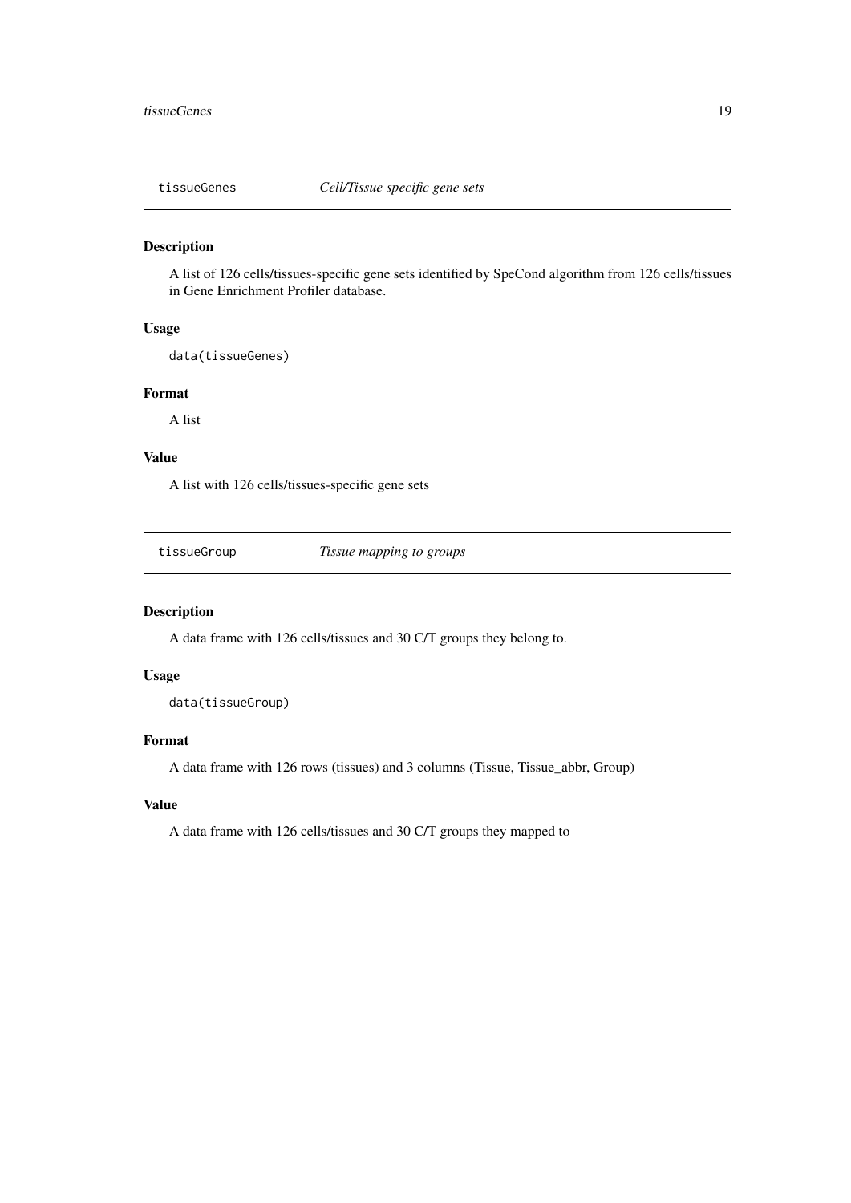## tissueGenes *Cell/Tissue specific gene sets*

### Description

A list of 126 cells/tissues-specific gene sets identified by SpeCond algorithm from 126 cells/tissues in Gene Enrichment Profiler database.

### Usage

```
data(tissueGenes)
```

### Format

A list

### Value

A list with 126 cells/tissues-specific gene sets

## tissueGroup *Tissue mapping to groups*

### Description

A data frame with 126 cells/tissues and 30 C/T groups they belong to.

### Usage

```
data(tissueGroup)
```

### Format

A data frame with 126 rows (tissues) and 3 columns (Tissue, Tissue_abbr, Group)

### Value

A data frame with 126 cells/tissues and 30 C/T groups they mapped to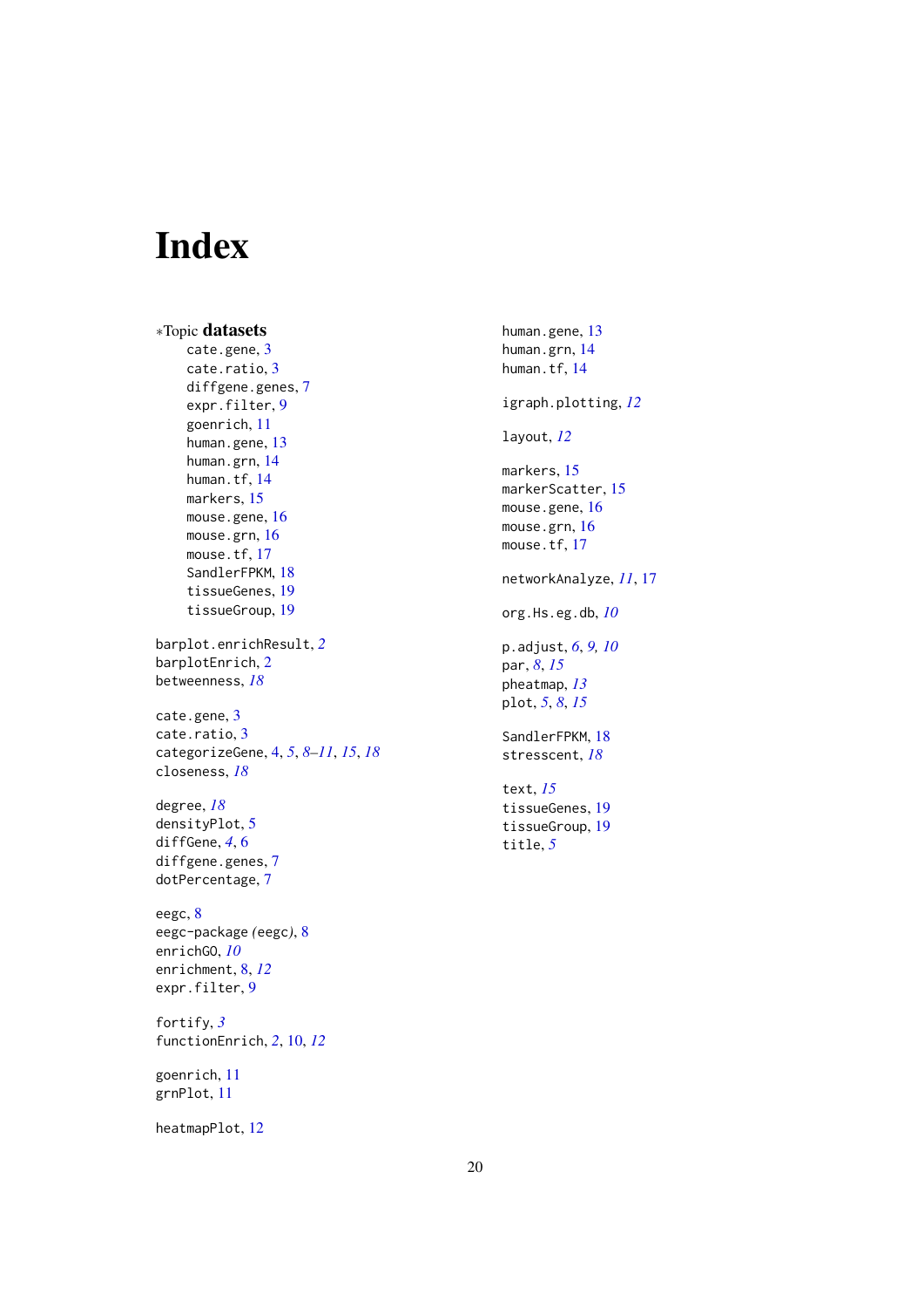# Index

∗Topic **datasets**

- cate.gene, 3
- cate.ratio, 3
- diffgene.genes, 7
- expr.filter, 9
- goenrich, 11
- human.gene, 13
- human.grn, 14
- human.tf, 14
- markers, 15
- mouse.gene, 16
- mouse.grn, 16
- mouse.tf, 17
- SandlerFPKM, 18
- tissueGenes, 19
- tissueGroup, 19

barplot.enrichResult, *2*
barplotEnrich, 2
betweenness, *18*

cate.gene, 3
cate.ratio, 3
categorizeGene, 4, *5*, *8–11*, *15*, *18*
closeness, *18*

degree, *18*
densityPlot, 5
diffGene, *4*, 6
diffgene.genes, 7
dotPercentage, 7

eegc, 8
eegc-package (eegc), 8
enrichGO, *10*
enrichment, 8, *12*
expr.filter, 9

fortify, *3*
functionEnrich, *2*, 10, *12*

goenrich, 11
grnPlot, 11

heatmapPlot, 12
human.gene, 13
human.grn, 14
human.tf, 14

igraph.plotting, *12*

layout, *12*

markers, 15
markerScatter, 15
mouse.gene, 16
mouse.grn, 16
mouse.tf, 17

networkAnalyze, *11*, 17

org.Hs.eg.db, *10*

p.adjust, *6*, *9*, *10*
par, *8*, *15*
pheatmap, *13*
plot, *5*, *8*, *15*

SandlerFPKM, 18
stresscent, *18*

text, *15*
tissueGenes, 19
tissueGroup, 19
title, *5*